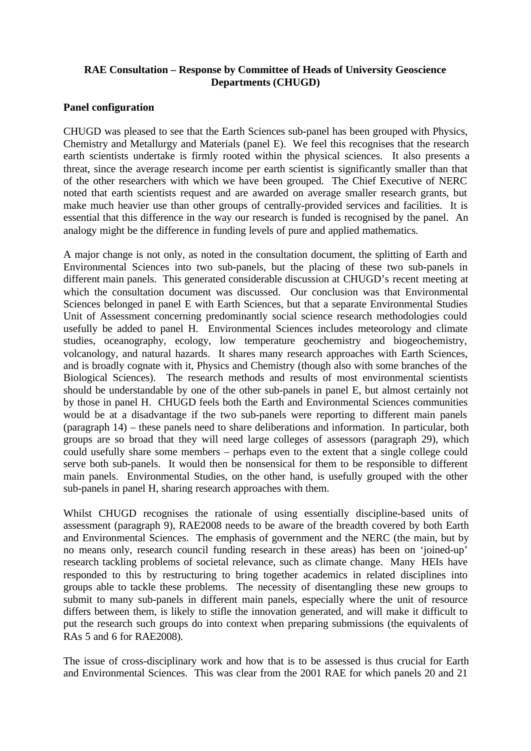**RAE Consultation – Response by Committee of Heads of University Geoscience Departments (CHUGD)**

**Panel configuration**

CHUGD was pleased to see that the Earth Sciences sub-panel has been grouped with Physics, Chemistry and Metallurgy and Materials (panel E). We feel this recognises that the research earth scientists undertake is firmly rooted within the physical sciences. It also presents a threat, since the average research income per earth scientist is significantly smaller than that of the other researchers with which we have been grouped. The Chief Executive of NERC noted that earth scientists request and are awarded on average smaller research grants, but make much heavier use than other groups of centrally-provided services and facilities. It is essential that this difference in the way our research is funded is recognised by the panel. An analogy might be the difference in funding levels of pure and applied mathematics.

A major change is not only, as noted in the consultation document, the splitting of Earth and Environmental Sciences into two sub-panels, but the placing of these two sub-panels in different main panels. This generated considerable discussion at CHUGD's recent meeting at which the consultation document was discussed. Our conclusion was that Environmental Sciences belonged in panel E with Earth Sciences, but that a separate Environmental Studies Unit of Assessment concerning predominantly social science research methodologies could usefully be added to panel H. Environmental Sciences includes meteorology and climate studies, oceanography, ecology, low temperature geochemistry and biogeochemistry, volcanology, and natural hazards. It shares many research approaches with Earth Sciences, and is broadly cognate with it, Physics and Chemistry (though also with some branches of the Biological Sciences). The research methods and results of most environmental scientists should be understandable by one of the other sub-panels in panel E, but almost certainly not by those in panel H. CHUGD feels both the Earth and Environmental Sciences communities would be at a disadvantage if the two sub-panels were reporting to different main panels (paragraph 14) – these panels need to share deliberations and information. In particular, both groups are so broad that they will need large colleges of assessors (paragraph 29), which could usefully share some members – perhaps even to the extent that a single college could serve both sub-panels. It would then be nonsensical for them to be responsible to different main panels. Environmental Studies, on the other hand, is usefully grouped with the other sub-panels in panel H, sharing research approaches with them.

Whilst CHUGD recognises the rationale of using essentially discipline-based units of assessment (paragraph 9), RAE2008 needs to be aware of the breadth covered by both Earth and Environmental Sciences. The emphasis of government and the NERC (the main, but by no means only, research council funding research in these areas) has been on 'joined-up' research tackling problems of societal relevance, such as climate change. Many HEIs have responded to this by restructuring to bring together academics in related disciplines into groups able to tackle these problems. The necessity of disentangling these new groups to submit to many sub-panels in different main panels, especially where the unit of resource differs between them, is likely to stifle the innovation generated, and will make it difficult to put the research such groups do into context when preparing submissions (the equivalents of RAs 5 and 6 for RAE2008).

The issue of cross-disciplinary work and how that is to be assessed is thus crucial for Earth and Environmental Sciences. This was clear from the 2001 RAE for which panels 20 and 21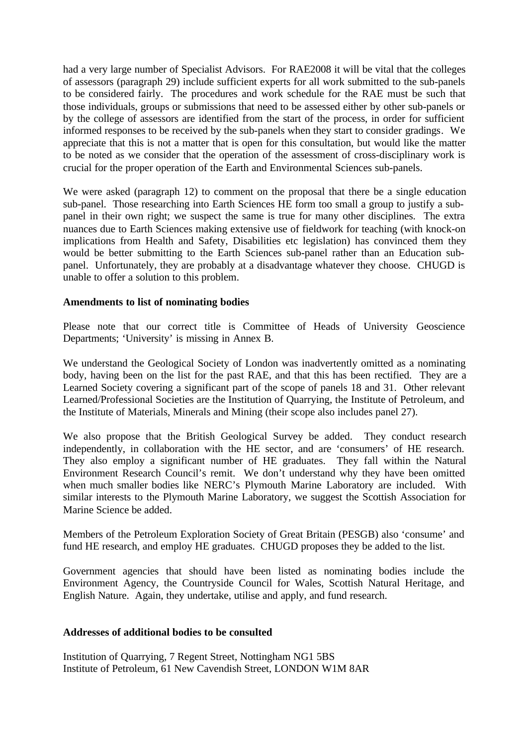had a very large number of Specialist Advisors. For RAE2008 it will be vital that the colleges of assessors (paragraph 29) include sufficient experts for all work submitted to the sub-panels to be considered fairly. The procedures and work schedule for the RAE must be such that those individuals, groups or submissions that need to be assessed either by other sub-panels or by the college of assessors are identified from the start of the process, in order for sufficient informed responses to be received by the sub-panels when they start to consider gradings. We appreciate that this is not a matter that is open for this consultation, but would like the matter to be noted as we consider that the operation of the assessment of cross-disciplinary work is crucial for the proper operation of the Earth and Environmental Sciences sub-panels.

We were asked (paragraph 12) to comment on the proposal that there be a single education sub-panel. Those researching into Earth Sciences HE form too small a group to justify a sub-panel in their own right; we suspect the same is true for many other disciplines. The extra nuances due to Earth Sciences making extensive use of fieldwork for teaching (with knock-on implications from Health and Safety, Disabilities etc legislation) has convinced them they would be better submitting to the Earth Sciences sub-panel rather than an Education sub-panel. Unfortunately, they are probably at a disadvantage whatever they choose. CHUGD is unable to offer a solution to this problem.

**Amendments to list of nominating bodies**

Please note that our correct title is Committee of Heads of University Geoscience Departments; 'University' is missing in Annex B.

We understand the Geological Society of London was inadvertently omitted as a nominating body, having been on the list for the past RAE, and that this has been rectified. They are a Learned Society covering a significant part of the scope of panels 18 and 31. Other relevant Learned/Professional Societies are the Institution of Quarrying, the Institute of Petroleum, and the Institute of Materials, Minerals and Mining (their scope also includes panel 27).

We also propose that the British Geological Survey be added. They conduct research independently, in collaboration with the HE sector, and are 'consumers' of HE research. They also employ a significant number of HE graduates. They fall within the Natural Environment Research Council's remit. We don't understand why they have been omitted when much smaller bodies like NERC's Plymouth Marine Laboratory are included. With similar interests to the Plymouth Marine Laboratory, we suggest the Scottish Association for Marine Science be added.

Members of the Petroleum Exploration Society of Great Britain (PESGB) also 'consume' and fund HE research, and employ HE graduates. CHUGD proposes they be added to the list.

Government agencies that should have been listed as nominating bodies include the Environment Agency, the Countryside Council for Wales, Scottish Natural Heritage, and English Nature. Again, they undertake, utilise and apply, and fund research.

**Addresses of additional bodies to be consulted**

Institution of Quarrying, 7 Regent Street, Nottingham NG1 5BS
Institute of Petroleum, 61 New Cavendish Street, LONDON W1M 8AR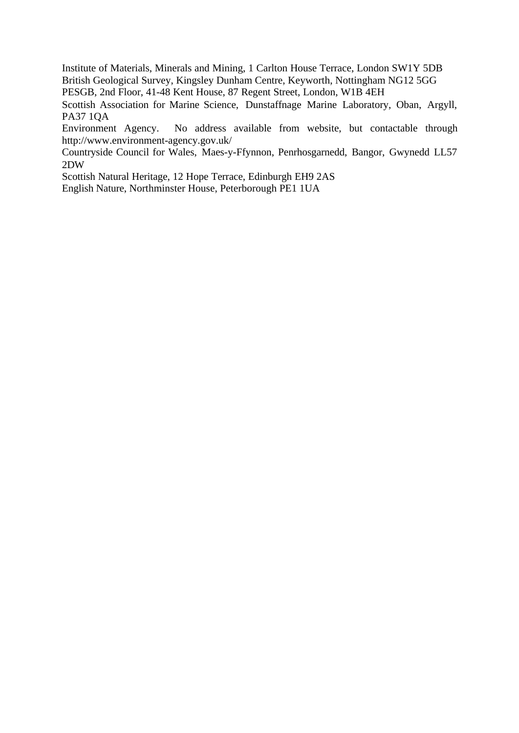Institute of Materials, Minerals and Mining, 1 Carlton House Terrace, London SW1Y 5DB
British Geological Survey, Kingsley Dunham Centre, Keyworth, Nottingham NG12 5GG
PESGB, 2nd Floor, 41-48 Kent House, 87 Regent Street, London, W1B 4EH
Scottish Association for Marine Science, Dunstaffnage Marine Laboratory, Oban, Argyll, PA37 1QA
Environment Agency. No address available from website, but contactable through http://www.environment-agency.gov.uk/
Countryside Council for Wales, Maes-y-Ffynnon, Penrhosgarnedd, Bangor, Gwynedd LL57 2DW
Scottish Natural Heritage, 12 Hope Terrace, Edinburgh EH9 2AS
English Nature, Northminster House, Peterborough PE1 1UA